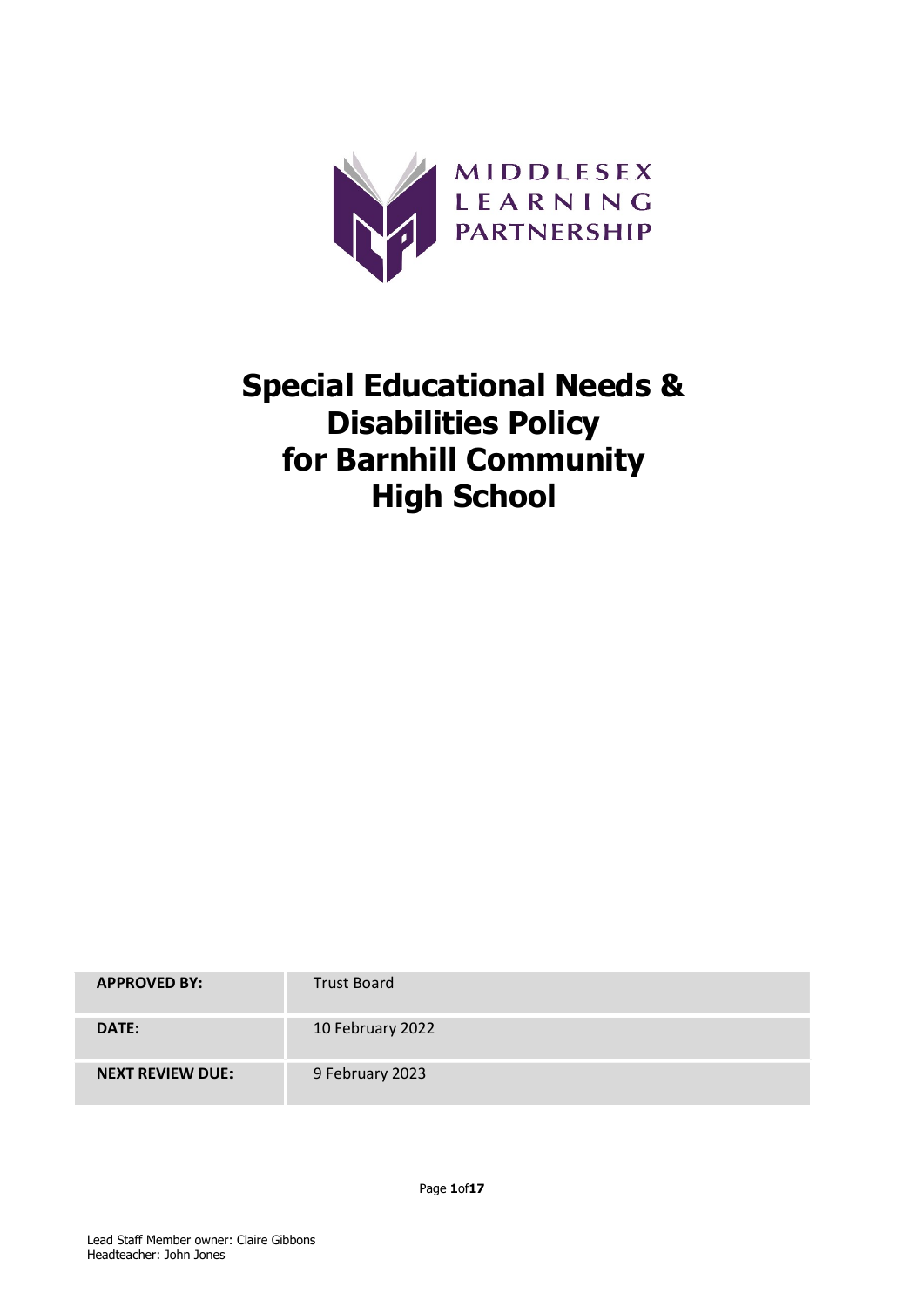MIDDLESEX LEARNING PARTNERSHIP

# Special Educational Needs & Disabilities Policy for Barnhill Community High School

| APPROVED BY: | Trust Board |
|---|---|
| DATE: | 10 February 2022 |
| NEXT REVIEW DUE: | 9 February 2023 |

Lead Staff Member owner: Claire Gibbons
Headteacher: John Jones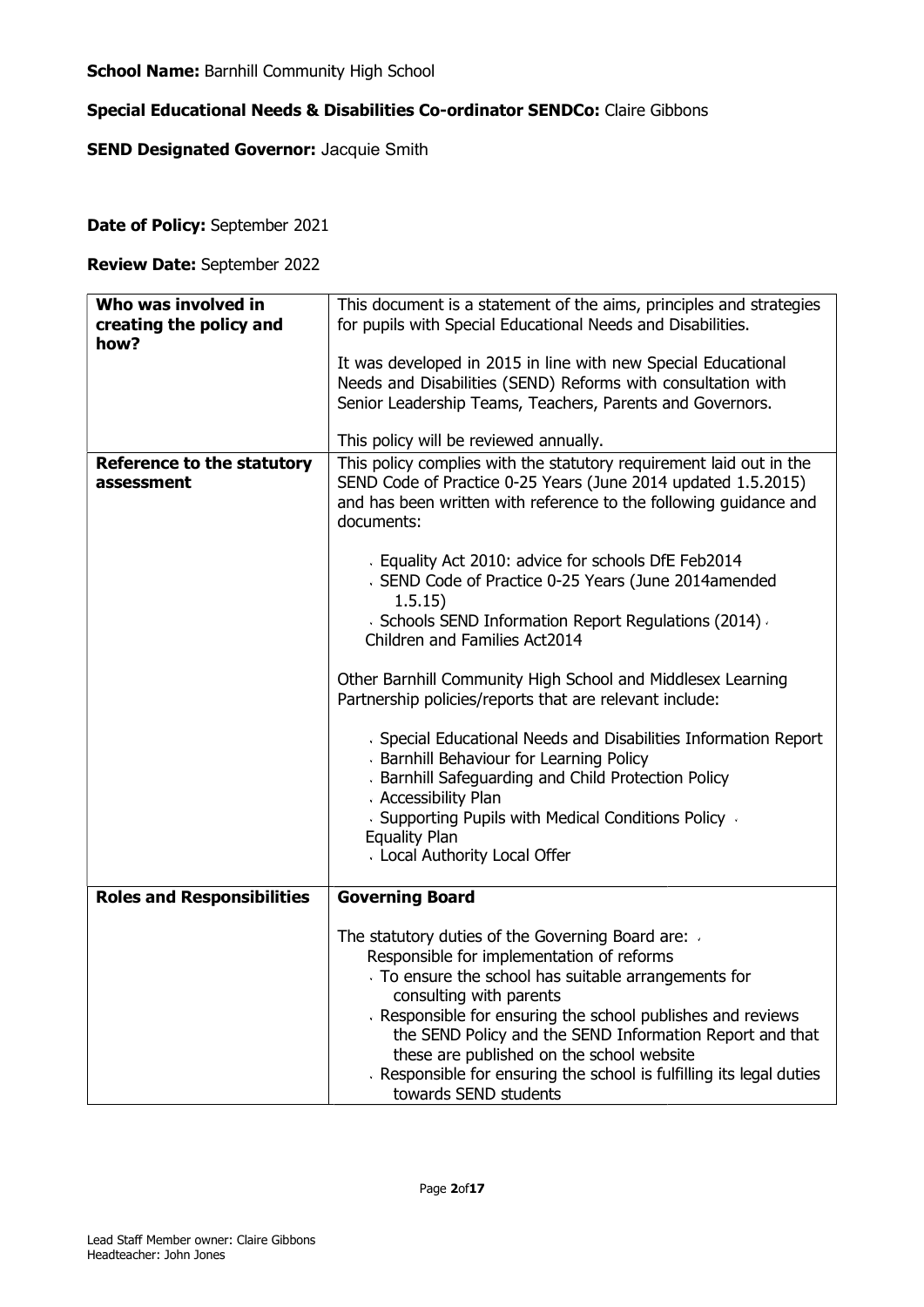**School Name:** Barnhill Community High School

**Special Educational Needs & Disabilities Co-ordinator SENDCo:** Claire Gibbons

**SEND Designated Governor:** Jacquie Smith

**Date of Policy:** September 2021

**Review Date:** September 2022

| **Who was involved in creating the policy and how?** | This document is a statement of the aims, principles and strategies for pupils with Special Educational Needs and Disabilities.<br><br>It was developed in 2015 in line with new Special Educational Needs and Disabilities (SEND) Reforms with consultation with Senior Leadership Teams, Teachers, Parents and Governors.<br><br>This policy will be reviewed annually. |
|---|---|
| **Reference to the statutory assessment** | This policy complies with the statutory requirement laid out in the SEND Code of Practice 0-25 Years (June 2014 updated 1.5.2015) and has been written with reference to the following guidance and documents:<br><br>- Equality Act 2010: advice for schools DfE Feb2014<br>- SEND Code of Practice 0-25 Years (June 2014amended 1.5.15)<br>- Schools SEND Information Report Regulations (2014)<br>- Children and Families Act2014<br><br>Other Barnhill Community High School and Middlesex Learning Partnership policies/reports that are relevant include:<br><br>- Special Educational Needs and Disabilities Information Report<br>- Barnhill Behaviour for Learning Policy<br>- Barnhill Safeguarding and Child Protection Policy<br>- Accessibility Plan<br>- Supporting Pupils with Medical Conditions Policy<br>- Equality Plan<br>- Local Authority Local Offer |
| **Roles and Responsibilities** | **Governing Board**<br><br>The statutory duties of the Governing Board are:<br>- Responsible for implementation of reforms<br>- To ensure the school has suitable arrangements for consulting with parents<br>- Responsible for ensuring the school publishes and reviews the SEND Policy and the SEND Information Report and that these are published on the school website<br>- Responsible for ensuring the school is fulfilling its legal duties towards SEND students |

Lead Staff Member owner: Claire Gibbons
Headteacher: John Jones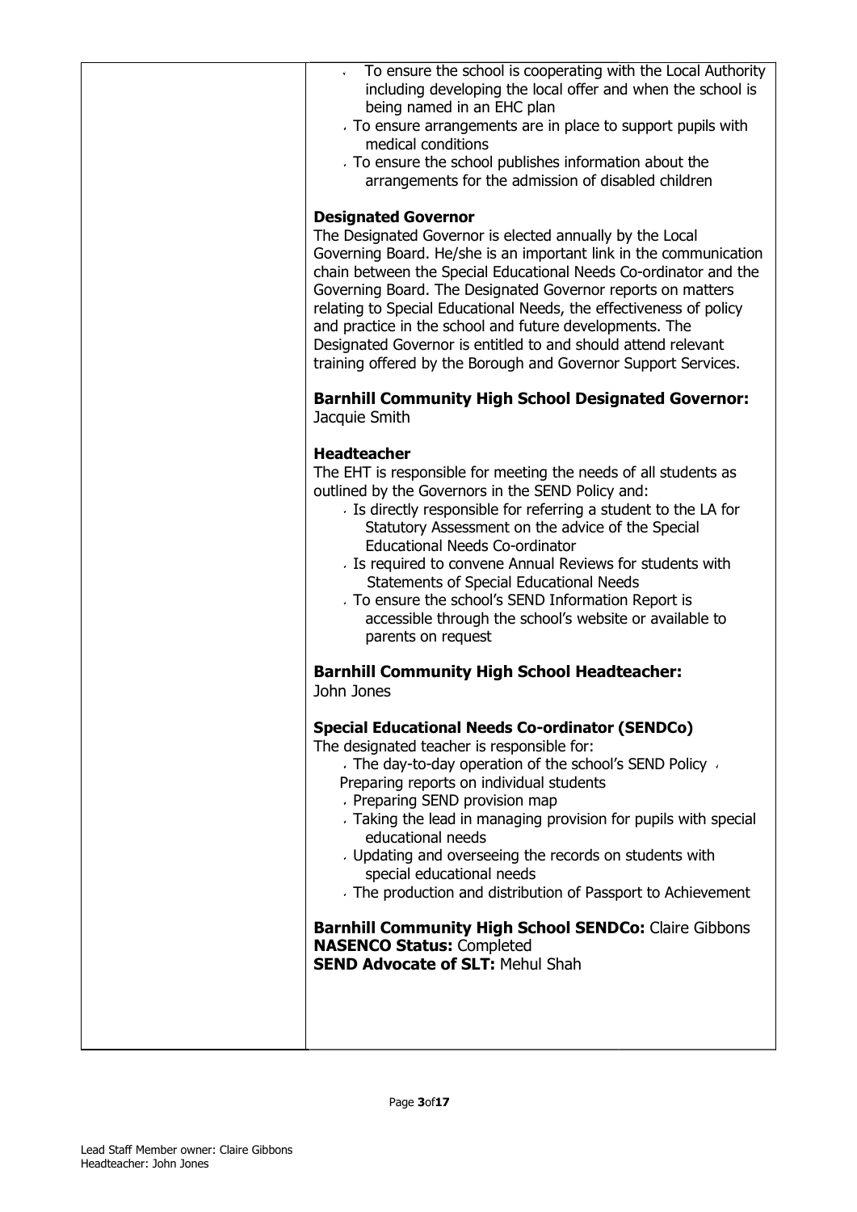- To ensure the school is cooperating with the Local Authority including developing the local offer and when the school is being named in an EHC plan
- To ensure arrangements are in place to support pupils with medical conditions
- To ensure the school publishes information about the arrangements for the admission of disabled children

**Designated Governor**

The Designated Governor is elected annually by the Local Governing Board. He/she is an important link in the communication chain between the Special Educational Needs Co-ordinator and the Governing Board. The Designated Governor reports on matters relating to Special Educational Needs, the effectiveness of policy and practice in the school and future developments. The Designated Governor is entitled to and should attend relevant training offered by the Borough and Governor Support Services.

**Barnhill Community High School Designated Governor:** Jacquie Smith

**Headteacher**

The EHT is responsible for meeting the needs of all students as outlined by the Governors in the SEND Policy and:

- Is directly responsible for referring a student to the LA for Statutory Assessment on the advice of the Special Educational Needs Co-ordinator
- Is required to convene Annual Reviews for students with Statements of Special Educational Needs
- To ensure the school's SEND Information Report is accessible through the school's website or available to parents on request

**Barnhill Community High School Headteacher:** John Jones

**Special Educational Needs Co-ordinator (SENDCo)**

The designated teacher is responsible for:

- The day-to-day operation of the school's SEND Policy
- Preparing reports on individual students
- Preparing SEND provision map
- Taking the lead in managing provision for pupils with special educational needs
- Updating and overseeing the records on students with special educational needs
- The production and distribution of Passport to Achievement

**Barnhill Community High School SENDCo:** Claire Gibbons
**NASENCO Status:** Completed
**SEND Advocate of SLT:** Mehul Shah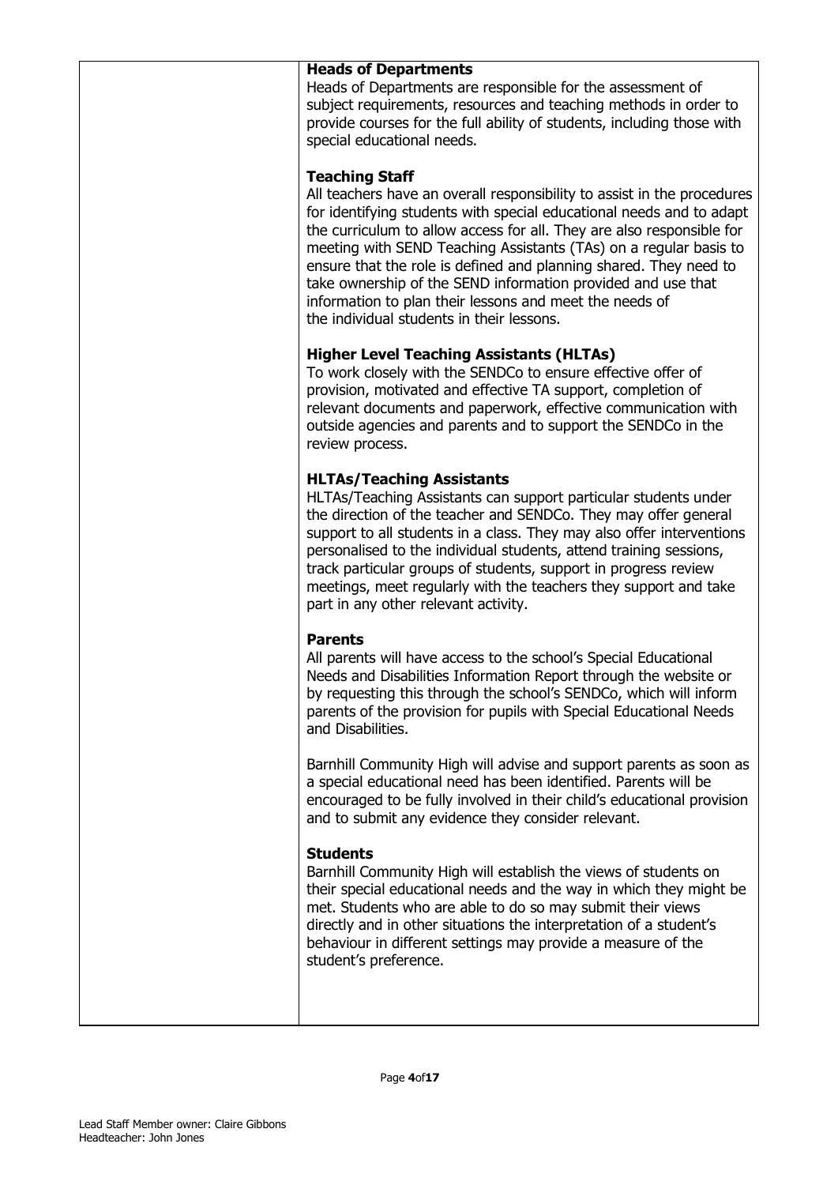**Heads of Departments**

Heads of Departments are responsible for the assessment of subject requirements, resources and teaching methods in order to provide courses for the full ability of students, including those with special educational needs.

**Teaching Staff**

All teachers have an overall responsibility to assist in the procedures for identifying students with special educational needs and to adapt the curriculum to allow access for all. They are also responsible for meeting with SEND Teaching Assistants (TAs) on a regular basis to ensure that the role is defined and planning shared. They need to take ownership of the SEND information provided and use that information to plan their lessons and meet the needs of the individual students in their lessons.

**Higher Level Teaching Assistants (HLTAs)**

To work closely with the SENDCo to ensure effective offer of provision, motivated and effective TA support, completion of relevant documents and paperwork, effective communication with outside agencies and parents and to support the SENDCo in the review process.

**HLTAs/Teaching Assistants**

HLTAs/Teaching Assistants can support particular students under the direction of the teacher and SENDCo. They may offer general support to all students in a class. They may also offer interventions personalised to the individual students, attend training sessions, track particular groups of students, support in progress review meetings, meet regularly with the teachers they support and take part in any other relevant activity.

**Parents**

All parents will have access to the school's Special Educational Needs and Disabilities Information Report through the website or by requesting this through the school's SENDCo, which will inform parents of the provision for pupils with Special Educational Needs and Disabilities.

Barnhill Community High will advise and support parents as soon as a special educational need has been identified. Parents will be encouraged to be fully involved in their child's educational provision and to submit any evidence they consider relevant.

**Students**

Barnhill Community High will establish the views of students on their special educational needs and the way in which they might be met. Students who are able to do so may submit their views directly and in other situations the interpretation of a student's behaviour in different settings may provide a measure of the student's preference.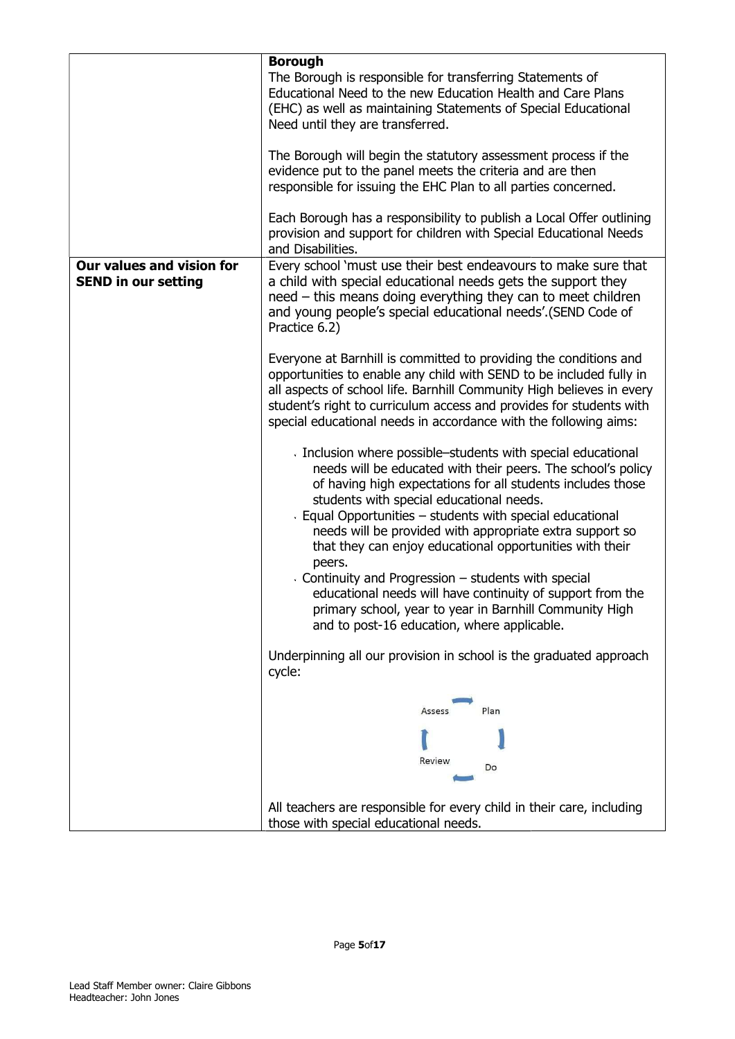| | |
|---|---|
| | **Borough**<br>The Borough is responsible for transferring Statements of Educational Need to the new Education Health and Care Plans (EHC) as well as maintaining Statements of Special Educational Need until they are transferred.<br><br>The Borough will begin the statutory assessment process if the evidence put to the panel meets the criteria and are then responsible for issuing the EHC Plan to all parties concerned.<br><br>Each Borough has a responsibility to publish a Local Offer outlining provision and support for children with Special Educational Needs and Disabilities. |
| **Our values and vision for SEND in our setting** | Every school 'must use their best endeavours to make sure that a child with special educational needs gets the support they need – this means doing everything they can to meet children and young people's special educational needs'.(SEND Code of Practice 6.2)<br><br>Everyone at Barnhill is committed to providing the conditions and opportunities to enable any child with SEND to be included fully in all aspects of school life. Barnhill Community High believes in every student's right to curriculum access and provides for students with special educational needs in accordance with the following aims:<br><br>- Inclusion where possible–students with special educational needs will be educated with their peers. The school's policy of having high expectations for all students includes those students with special educational needs.<br>- Equal Opportunities – students with special educational needs will be provided with appropriate extra support so that they can enjoy educational opportunities with their peers.<br>- Continuity and Progression – students with special educational needs will have continuity of support from the primary school, year to year in Barnhill Community High and to post-16 education, where applicable.<br><br>Underpinning all our provision in school is the graduated approach cycle:<br><br>Assess → Plan → Do → Review<br><br>All teachers are responsible for every child in their care, including those with special educational needs. |

Lead Staff Member owner: Claire Gibbons
Headteacher: John Jones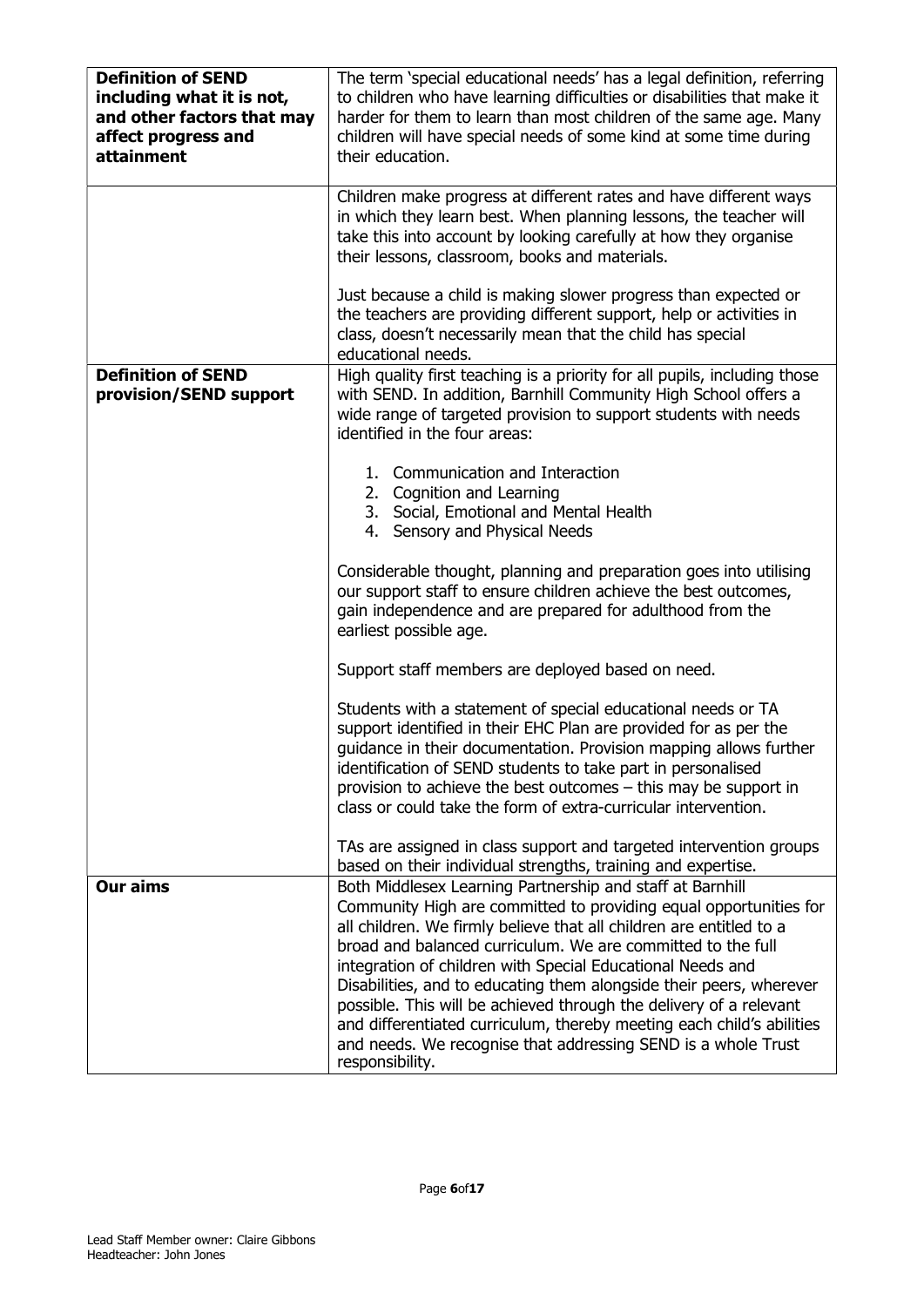| | |
|---|---|
| **Definition of SEND including what it is not, and other factors that may affect progress and attainment** | The term 'special educational needs' has a legal definition, referring to children who have learning difficulties or disabilities that make it harder for them to learn than most children of the same age. Many children will have special needs of some kind at some time during their education. |
| | Children make progress at different rates and have different ways in which they learn best. When planning lessons, the teacher will take this into account by looking carefully at how they organise their lessons, classroom, books and materials.<br><br>Just because a child is making slower progress than expected or the teachers are providing different support, help or activities in class, doesn't necessarily mean that the child has special educational needs. |
| **Definition of SEND provision/SEND support** | High quality first teaching is a priority for all pupils, including those with SEND. In addition, Barnhill Community High School offers a wide range of targeted provision to support students with needs identified in the four areas:<br><br>1. Communication and Interaction<br>2. Cognition and Learning<br>3. Social, Emotional and Mental Health<br>4. Sensory and Physical Needs<br><br>Considerable thought, planning and preparation goes into utilising our support staff to ensure children achieve the best outcomes, gain independence and are prepared for adulthood from the earliest possible age.<br><br>Support staff members are deployed based on need.<br><br>Students with a statement of special educational needs or TA support identified in their EHC Plan are provided for as per the guidance in their documentation. Provision mapping allows further identification of SEND students to take part in personalised provision to achieve the best outcomes – this may be support in class or could take the form of extra-curricular intervention.<br><br>TAs are assigned in class support and targeted intervention groups based on their individual strengths, training and expertise. |
| **Our aims** | Both Middlesex Learning Partnership and staff at Barnhill Community High are committed to providing equal opportunities for all children. We firmly believe that all children are entitled to a broad and balanced curriculum. We are committed to the full integration of children with Special Educational Needs and Disabilities, and to educating them alongside their peers, wherever possible. This will be achieved through the delivery of a relevant and differentiated curriculum, thereby meeting each child's abilities and needs. We recognise that addressing SEND is a whole Trust responsibility. |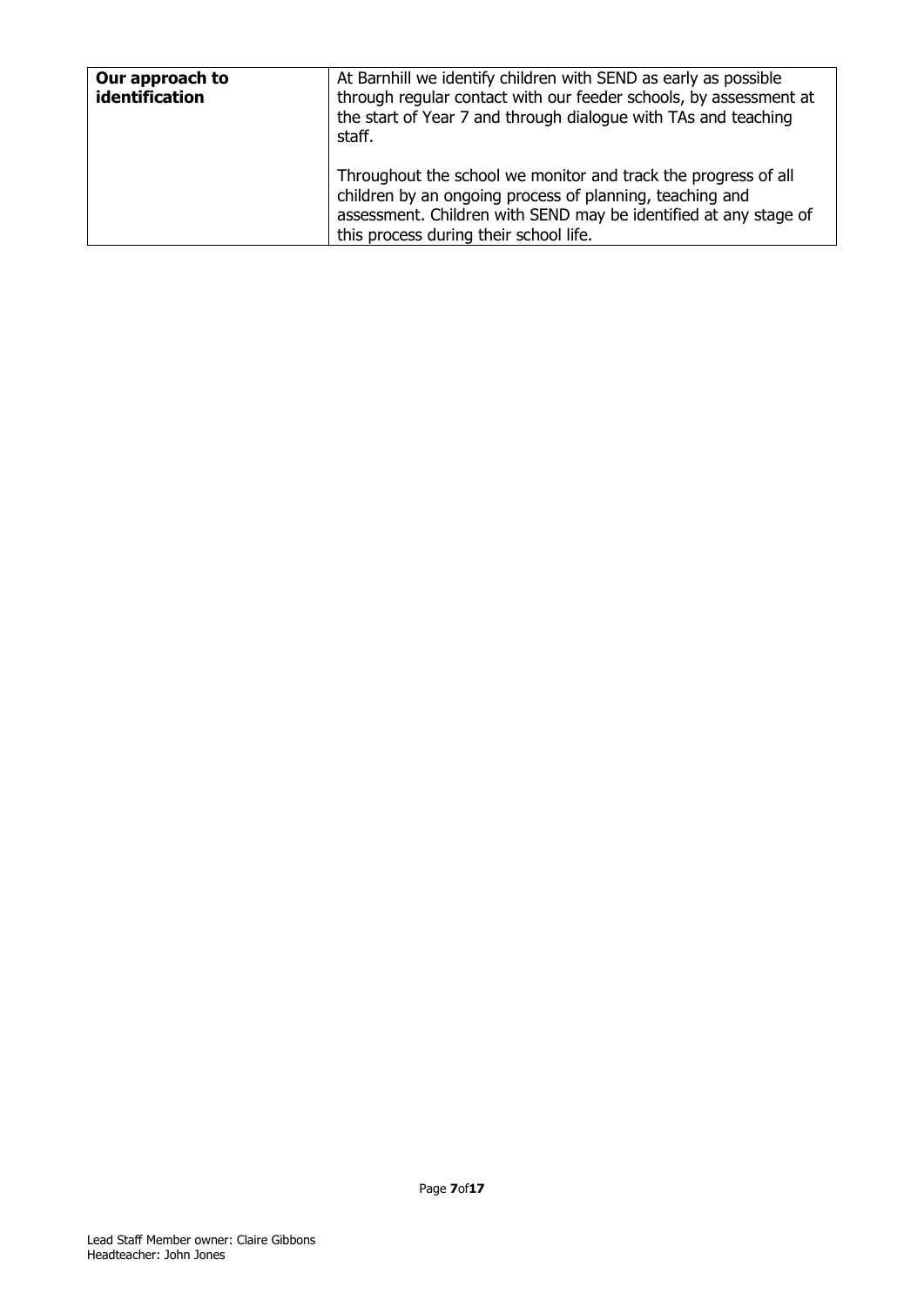| **Our approach to identification** | At Barnhill we identify children with SEND as early as possible through regular contact with our feeder schools, by assessment at the start of Year 7 and through dialogue with TAs and teaching staff.<br><br>Throughout the school we monitor and track the progress of all children by an ongoing process of planning, teaching and assessment. Children with SEND may be identified at any stage of this process during their school life. |
|---|---|

Lead Staff Member owner: Claire Gibbons
Headteacher: John Jones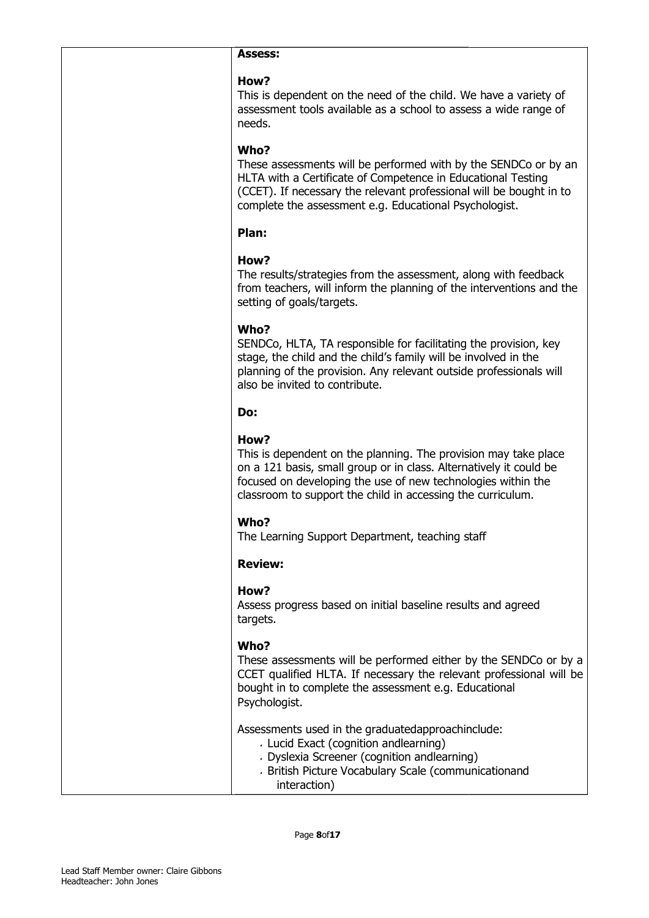| | **Assess:**<br><br>**How?**<br>This is dependent on the need of the child. We have a variety of assessment tools available as a school to assess a wide range of needs.<br><br>**Who?**<br>These assessments will be performed with by the SENDCo or by an HLTA with a Certificate of Competence in Educational Testing (CCET). If necessary the relevant professional will be bought in to complete the assessment e.g. Educational Psychologist.<br><br>**Plan:**<br><br>**How?**<br>The results/strategies from the assessment, along with feedback from teachers, will inform the planning of the interventions and the setting of goals/targets.<br><br>**Who?**<br>SENDCo, HLTA, TA responsible for facilitating the provision, key stage, the child and the child's family will be involved in the planning of the provision. Any relevant outside professionals will also be invited to contribute.<br><br>**Do:**<br><br>**How?**<br>This is dependent on the planning. The provision may take place on a 121 basis, small group or in class. Alternatively it could be focused on developing the use of new technologies within the classroom to support the child in accessing the curriculum.<br><br>**Who?**<br>The Learning Support Department, teaching staff<br><br>**Review:**<br><br>**How?**<br>Assess progress based on initial baseline results and agreed targets.<br><br>**Who?**<br>These assessments will be performed either by the SENDCo or by a CCET qualified HLTA. If necessary the relevant professional will be bought in to complete the assessment e.g. Educational Psychologist.<br><br>Assessments used in the graduatedapproachinclude:<br>- Lucid Exact (cognition andlearning)<br>- Dyslexia Screener (cognition andlearning)<br>- British Picture Vocabulary Scale (communicationand interaction) |
|---|---|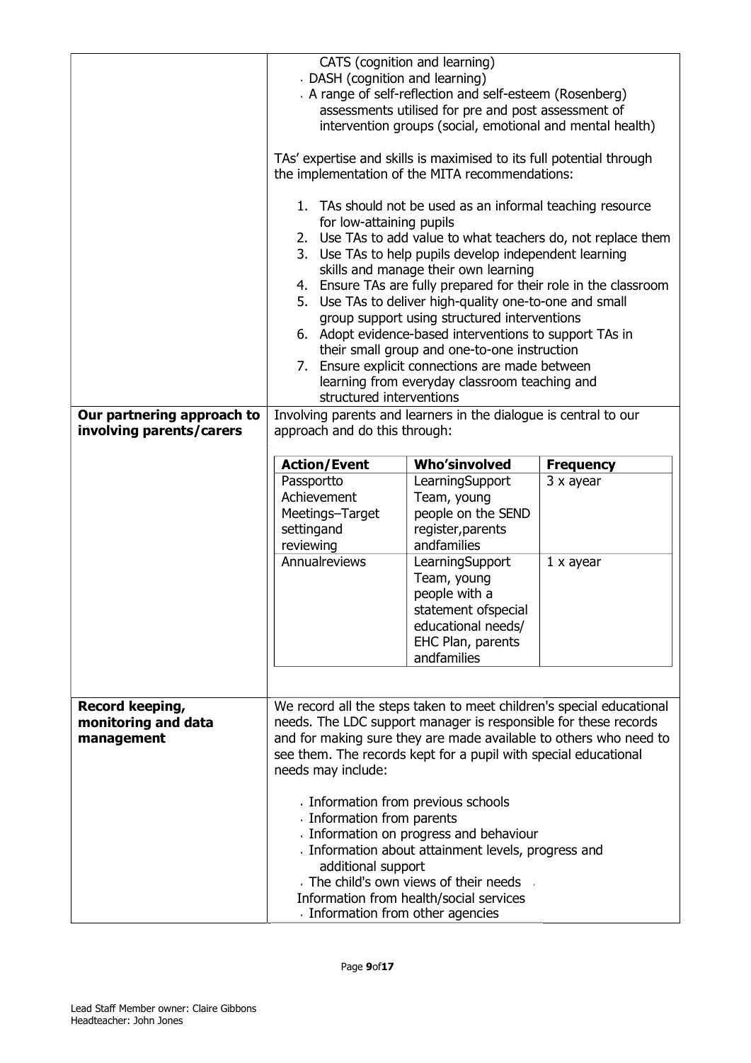| | |
|---|---|
| | CATS (cognition and learning)<br>- DASH (cognition and learning)<br>- A range of self-reflection and self-esteem (Rosenberg) assessments utilised for pre and post assessment of intervention groups (social, emotional and mental health)<br><br>TAs' expertise and skills is maximised to its full potential through the implementation of the MITA recommendations:<br><br>1. TAs should not be used as an informal teaching resource for low-attaining pupils<br>2. Use TAs to add value to what teachers do, not replace them<br>3. Use TAs to help pupils develop independent learning skills and manage their own learning<br>4. Ensure TAs are fully prepared for their role in the classroom<br>5. Use TAs to deliver high-quality one-to-one and small group support using structured interventions<br>6. Adopt evidence-based interventions to support TAs in their small group and one-to-one instruction<br>7. Ensure explicit connections are made between learning from everyday classroom teaching and structured interventions |
| **Our partnering approach to involving parents/carers** | Involving parents and learners in the dialogue is central to our approach and do this through:<br><br>**Action/Event** — Passportto Achievement Meetings–Target settingand reviewing; **Who'sinvolved** — LearningSupport Team, young people on the SEND register,parents andfamilies; **Frequency** — 3 x ayear<br><br>**Action/Event** — Annualreviews; **Who'sinvolved** — LearningSupport Team, young people with a statement ofspecial educational needs/ EHC Plan, parents andfamilies; **Frequency** — 1 x ayear |
| **Record keeping, monitoring and data management** | We record all the steps taken to meet children's special educational needs. The LDC support manager is responsible for these records and for making sure they are made available to others who need to see them. The records kept for a pupil with special educational needs may include:<br><br>- Information from previous schools<br>- Information from parents<br>- Information on progress and behaviour<br>- Information about attainment levels, progress and additional support<br>- The child's own views of their needs<br>- Information from health/social services<br>- Information from other agencies |

| Action/Event | Who'sinvolved | Frequency |
|---|---|---|
| Passportto Achievement Meetings–Target settingand reviewing | LearningSupport Team, young people on the SEND register,parents andfamilies | 3 x ayear |
| Annualreviews | LearningSupport Team, young people with a statement ofspecial educational needs/ EHC Plan, parents andfamilies | 1 x ayear |

Lead Staff Member owner: Claire Gibbons
Headteacher: John Jones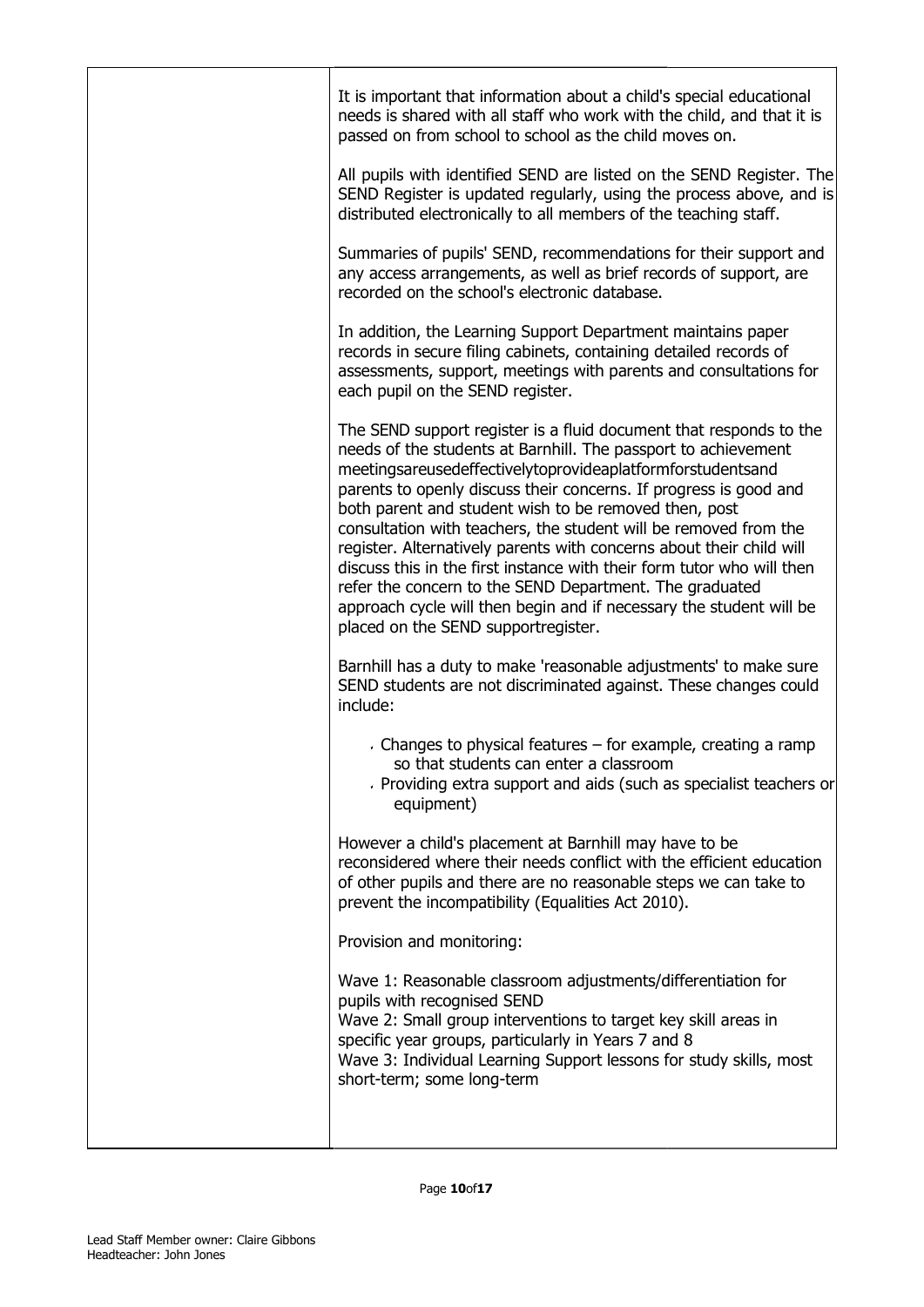It is important that information about a child's special educational needs is shared with all staff who work with the child, and that it is passed on from school to school as the child moves on.

All pupils with identified SEND are listed on the SEND Register. The SEND Register is updated regularly, using the process above, and is distributed electronically to all members of the teaching staff.

Summaries of pupils' SEND, recommendations for their support and any access arrangements, as well as brief records of support, are recorded on the school's electronic database.

In addition, the Learning Support Department maintains paper records in secure filing cabinets, containing detailed records of assessments, support, meetings with parents and consultations for each pupil on the SEND register.

The SEND support register is a fluid document that responds to the needs of the students at Barnhill. The passport to achievement meetingsareusedeffectivelytoprovideaplatformforstudentsand parents to openly discuss their concerns. If progress is good and both parent and student wish to be removed then, post consultation with teachers, the student will be removed from the register. Alternatively parents with concerns about their child will discuss this in the first instance with their form tutor who will then refer the concern to the SEND Department. The graduated approach cycle will then begin and if necessary the student will be placed on the SEND supportregister.

Barnhill has a duty to make 'reasonable adjustments' to make sure SEND students are not discriminated against. These changes could include:

- Changes to physical features – for example, creating a ramp so that students can enter a classroom
- Providing extra support and aids (such as specialist teachers or equipment)

However a child's placement at Barnhill may have to be reconsidered where their needs conflict with the efficient education of other pupils and there are no reasonable steps we can take to prevent the incompatibility (Equalities Act 2010).

Provision and monitoring:

Wave 1: Reasonable classroom adjustments/differentiation for pupils with recognised SEND
Wave 2: Small group interventions to target key skill areas in specific year groups, particularly in Years 7 and 8
Wave 3: Individual Learning Support lessons for study skills, most short-term; some long-term

Lead Staff Member owner: Claire Gibbons
Headteacher: John Jones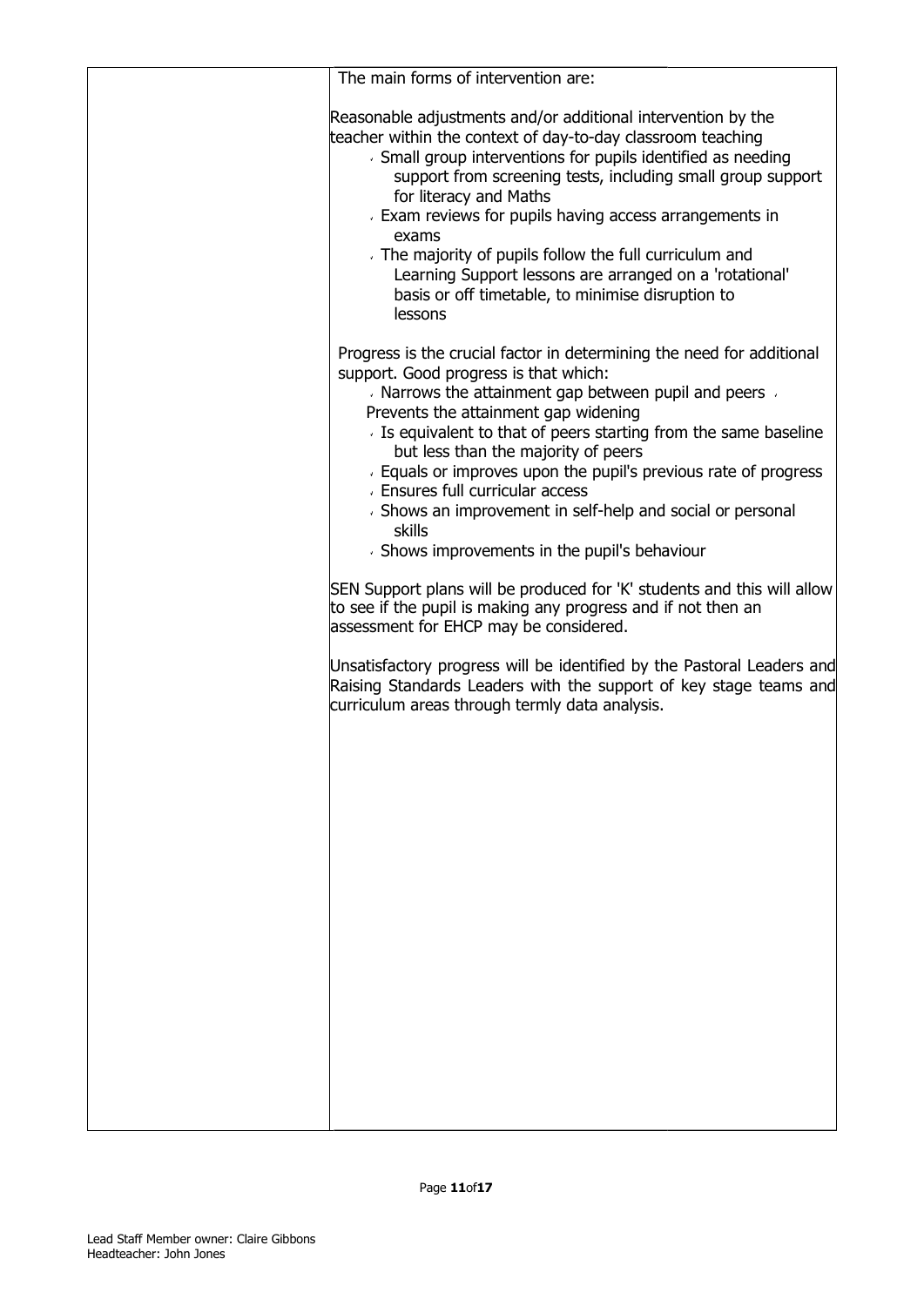The main forms of intervention are:

Reasonable adjustments and/or additional intervention by the teacher within the context of day-to-day classroom teaching

- Small group interventions for pupils identified as needing support from screening tests, including small group support for literacy and Maths
- Exam reviews for pupils having access arrangements in exams
- The majority of pupils follow the full curriculum and Learning Support lessons are arranged on a 'rotational' basis or off timetable, to minimise disruption to lessons

Progress is the crucial factor in determining the need for additional support. Good progress is that which:

- Narrows the attainment gap between pupil and peers
- Prevents the attainment gap widening
- Is equivalent to that of peers starting from the same baseline but less than the majority of peers
- Equals or improves upon the pupil's previous rate of progress
- Ensures full curricular access
- Shows an improvement in self-help and social or personal skills
- Shows improvements in the pupil's behaviour

SEN Support plans will be produced for 'K' students and this will allow to see if the pupil is making any progress and if not then an assessment for EHCP may be considered.

Unsatisfactory progress will be identified by the Pastoral Leaders and Raising Standards Leaders with the support of key stage teams and curriculum areas through termly data analysis.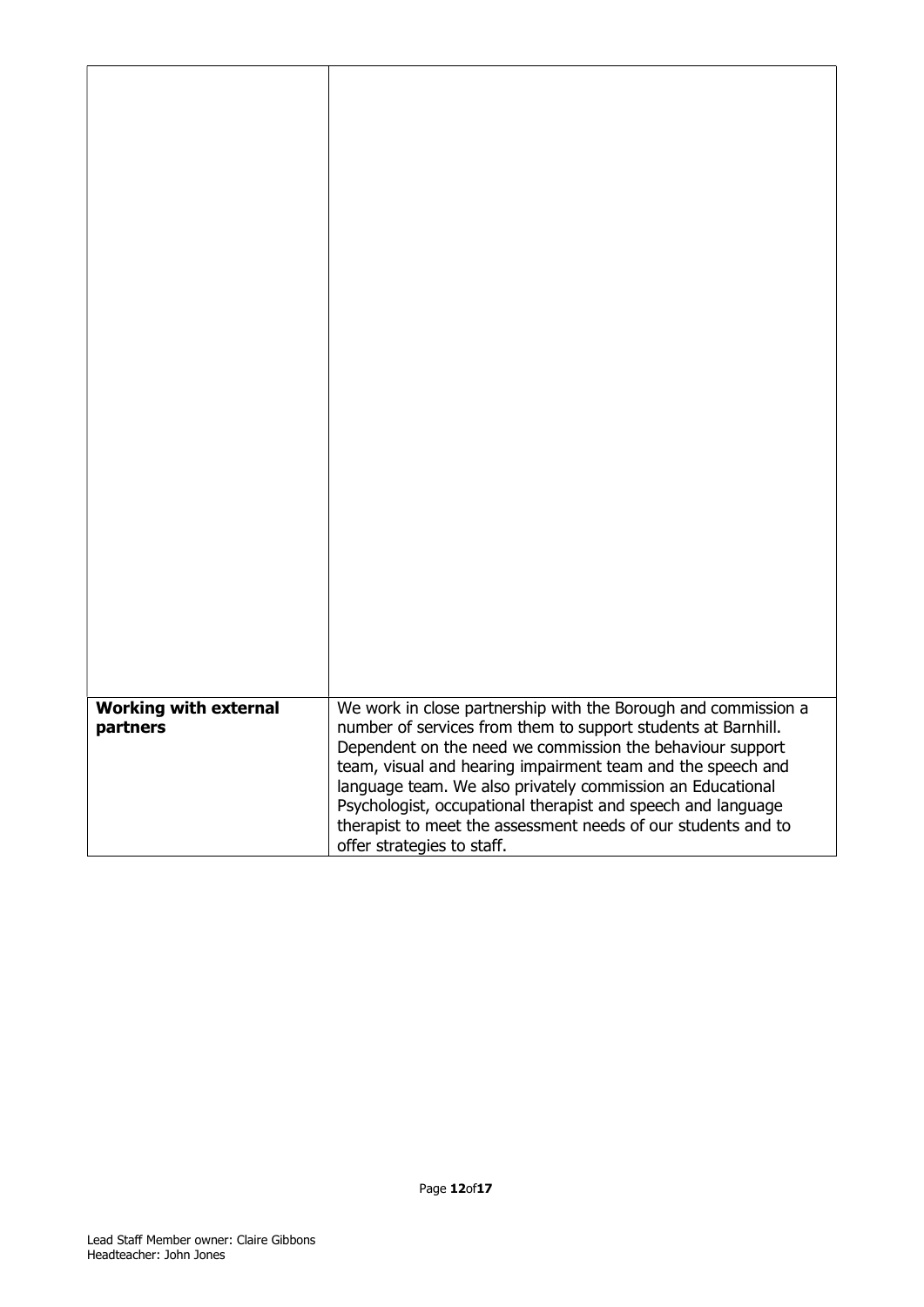| | |
|---|---|
| | |
| **Working with external partners** | We work in close partnership with the Borough and commission a number of services from them to support students at Barnhill. Dependent on the need we commission the behaviour support team, visual and hearing impairment team and the speech and language team. We also privately commission an Educational Psychologist, occupational therapist and speech and language therapist to meet the assessment needs of our students and to offer strategies to staff. |

Lead Staff Member owner: Claire Gibbons
Headteacher: John Jones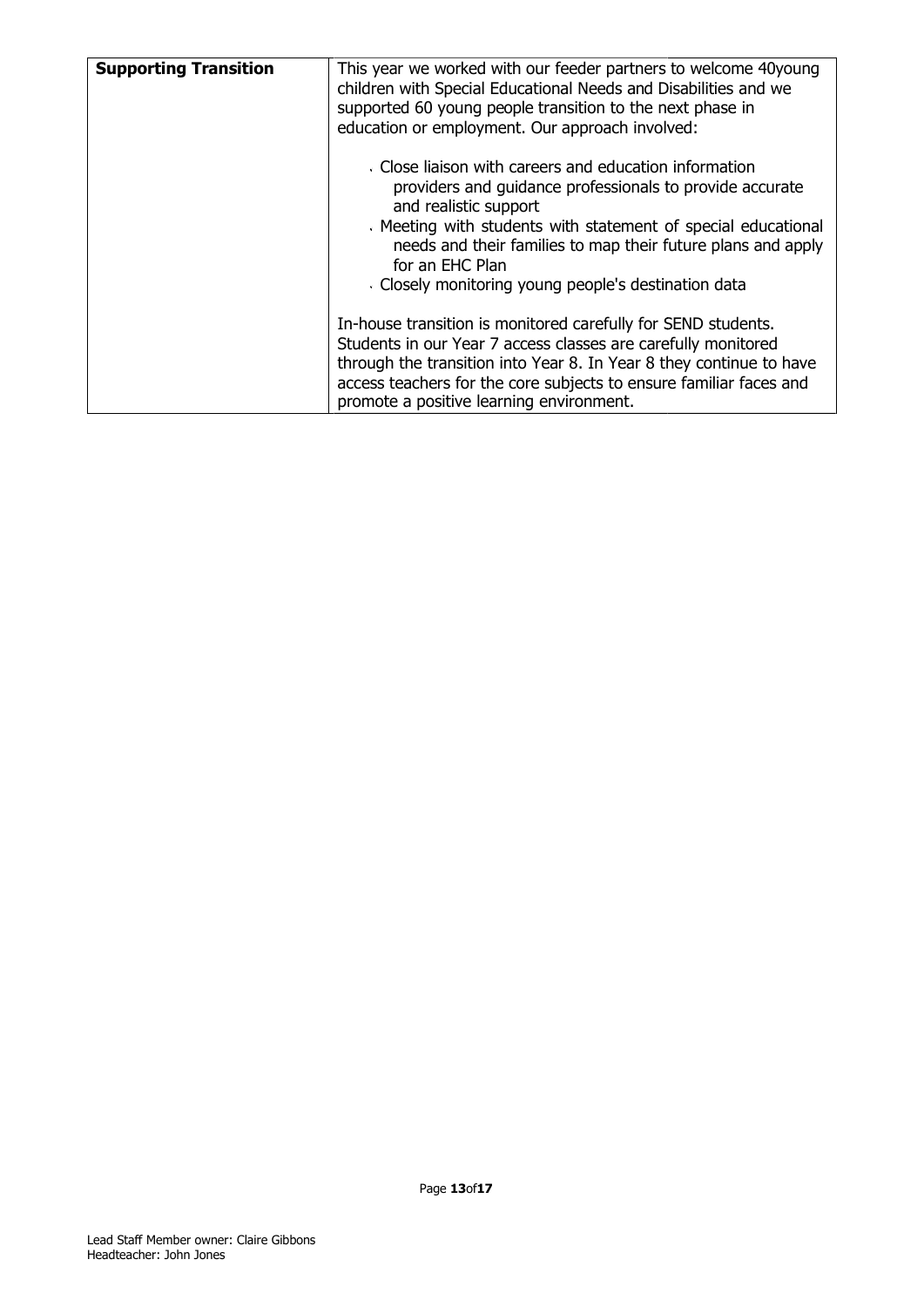| Supporting Transition | This year we worked with our feeder partners to welcome 40young children with Special Educational Needs and Disabilities and we supported 60 young people transition to the next phase in education or employment. Our approach involved:<br><br>- Close liaison with careers and education information providers and guidance professionals to provide accurate and realistic support<br>- Meeting with students with statement of special educational needs and their families to map their future plans and apply for an EHC Plan<br>- Closely monitoring young people's destination data<br><br>In-house transition is monitored carefully for SEND students. Students in our Year 7 access classes are carefully monitored through the transition into Year 8. In Year 8 they continue to have access teachers for the core subjects to ensure familiar faces and promote a positive learning environment. |
|---|---|

Lead Staff Member owner: Claire Gibbons
Headteacher: John Jones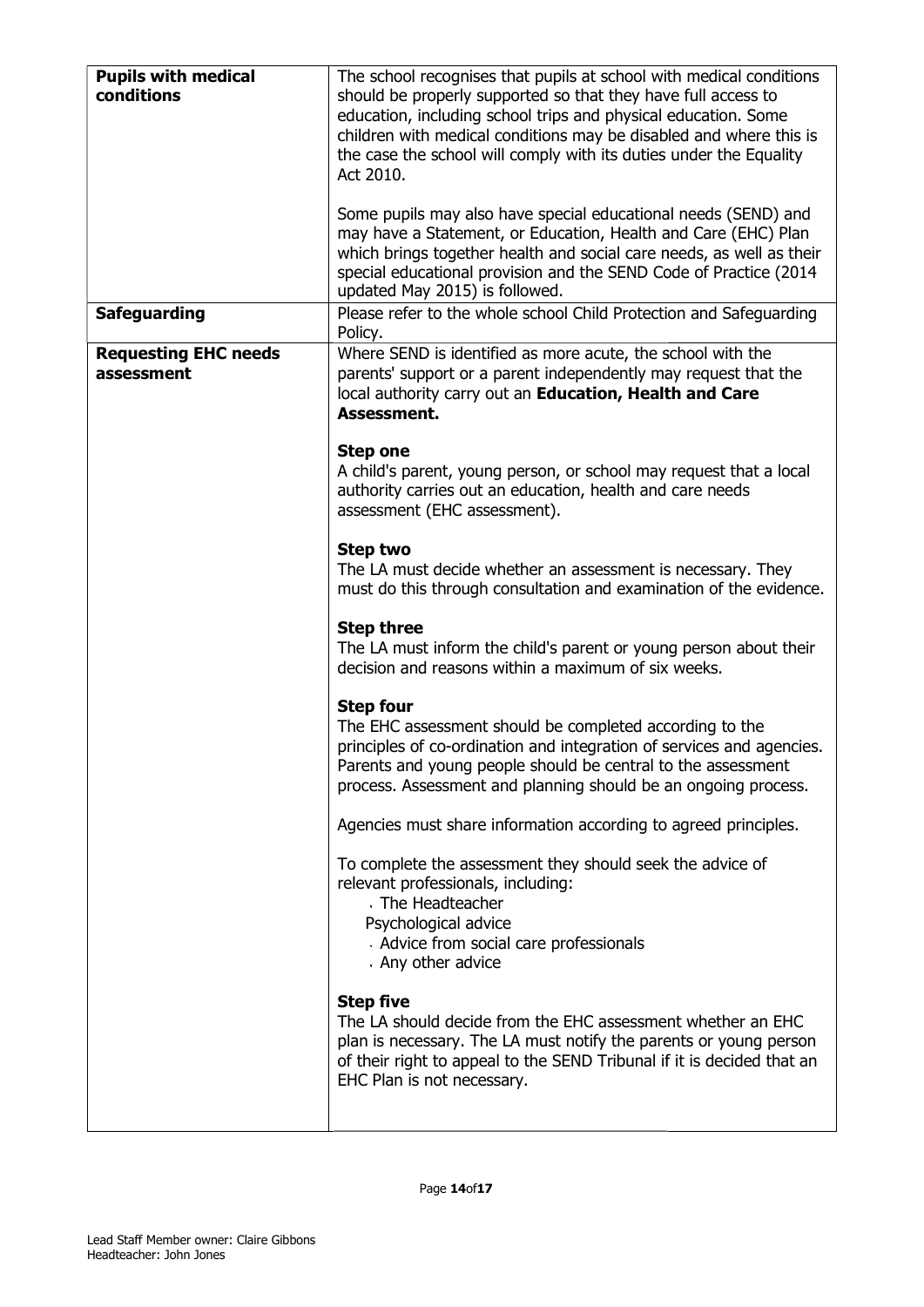| | |
|---|---|
| **Pupils with medical conditions** | The school recognises that pupils at school with medical conditions should be properly supported so that they have full access to education, including school trips and physical education. Some children with medical conditions may be disabled and where this is the case the school will comply with its duties under the Equality Act 2010.<br><br>Some pupils may also have special educational needs (SEND) and may have a Statement, or Education, Health and Care (EHC) Plan which brings together health and social care needs, as well as their special educational provision and the SEND Code of Practice (2014 updated May 2015) is followed. |
| **Safeguarding** | Please refer to the whole school Child Protection and Safeguarding Policy. |
| **Requesting EHC needs assessment** | Where SEND is identified as more acute, the school with the parents' support or a parent independently may request that the local authority carry out an **Education, Health and Care Assessment.**<br><br>**Step one**<br>A child's parent, young person, or school may request that a local authority carries out an education, health and care needs assessment (EHC assessment).<br><br>**Step two**<br>The LA must decide whether an assessment is necessary. They must do this through consultation and examination of the evidence.<br><br>**Step three**<br>The LA must inform the child's parent or young person about their decision and reasons within a maximum of six weeks.<br><br>**Step four**<br>The EHC assessment should be completed according to the principles of co-ordination and integration of services and agencies. Parents and young people should be central to the assessment process. Assessment and planning should be an ongoing process.<br><br>Agencies must share information according to agreed principles.<br><br>To complete the assessment they should seek the advice of relevant professionals, including:<br>- The Headteacher<br>- Psychological advice<br>- Advice from social care professionals<br>- Any other advice<br><br>**Step five**<br>The LA should decide from the EHC assessment whether an EHC plan is necessary. The LA must notify the parents or young person of their right to appeal to the SEND Tribunal if it is decided that an EHC Plan is not necessary. |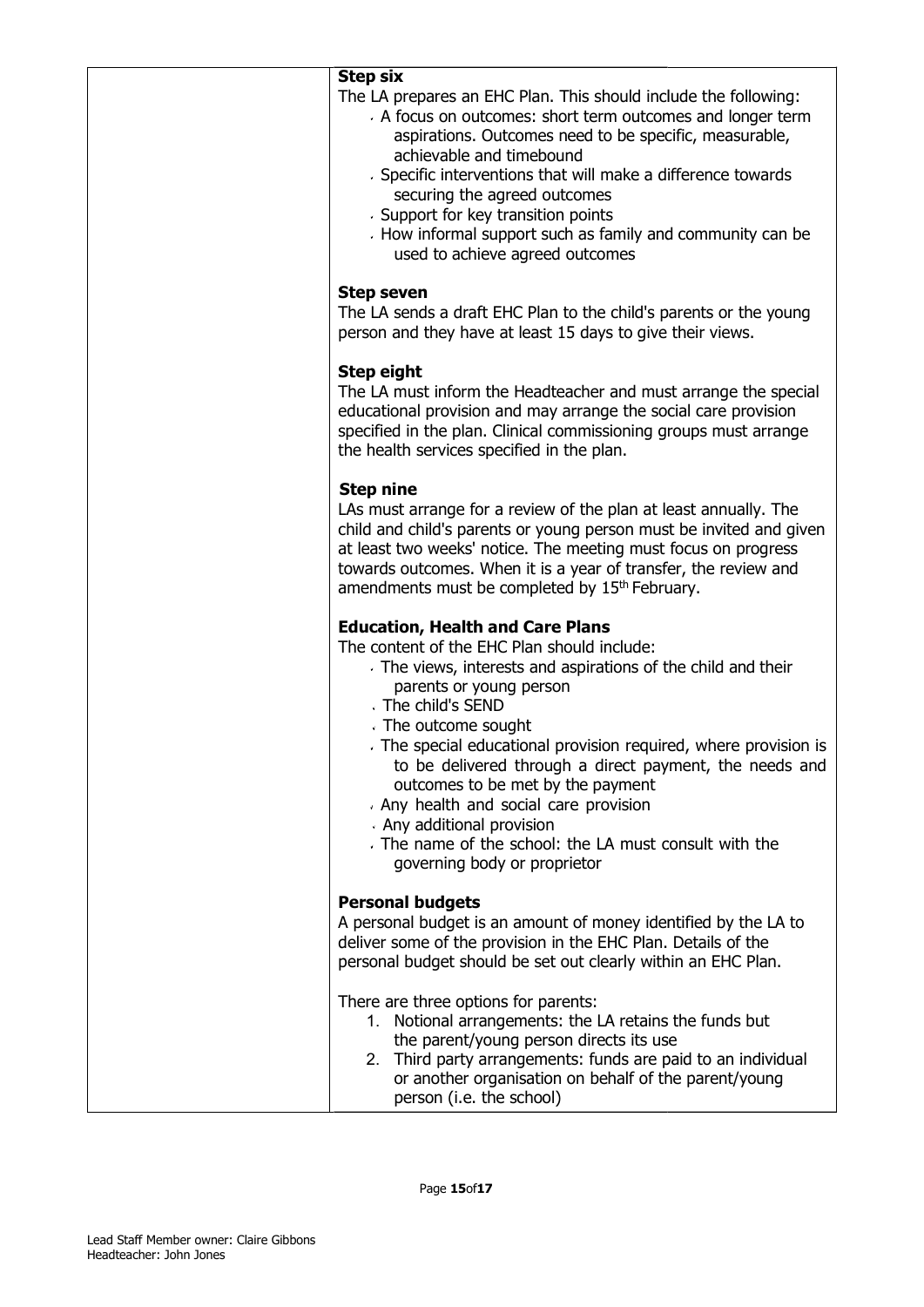**Step six**

The LA prepares an EHC Plan. This should include the following:

- A focus on outcomes: short term outcomes and longer term aspirations. Outcomes need to be specific, measurable, achievable and timebound
- Specific interventions that will make a difference towards securing the agreed outcomes
- Support for key transition points
- How informal support such as family and community can be used to achieve agreed outcomes

**Step seven**

The LA sends a draft EHC Plan to the child's parents or the young person and they have at least 15 days to give their views.

**Step eight**

The LA must inform the Headteacher and must arrange the special educational provision and may arrange the social care provision specified in the plan. Clinical commissioning groups must arrange the health services specified in the plan.

**Step nine**

LAs must arrange for a review of the plan at least annually. The child and child's parents or young person must be invited and given at least two weeks' notice. The meeting must focus on progress towards outcomes. When it is a year of transfer, the review and amendments must be completed by 15th February.

**Education, Health and Care Plans**

The content of the EHC Plan should include:

- The views, interests and aspirations of the child and their parents or young person
- The child's SEND
- The outcome sought
- The special educational provision required, where provision is to be delivered through a direct payment, the needs and outcomes to be met by the payment
- Any health and social care provision
- Any additional provision
- The name of the school: the LA must consult with the governing body or proprietor

**Personal budgets**

A personal budget is an amount of money identified by the LA to deliver some of the provision in the EHC Plan. Details of the personal budget should be set out clearly within an EHC Plan.

There are three options for parents:

1. Notional arrangements: the LA retains the funds but the parent/young person directs its use
2. Third party arrangements: funds are paid to an individual or another organisation on behalf of the parent/young person (i.e. the school)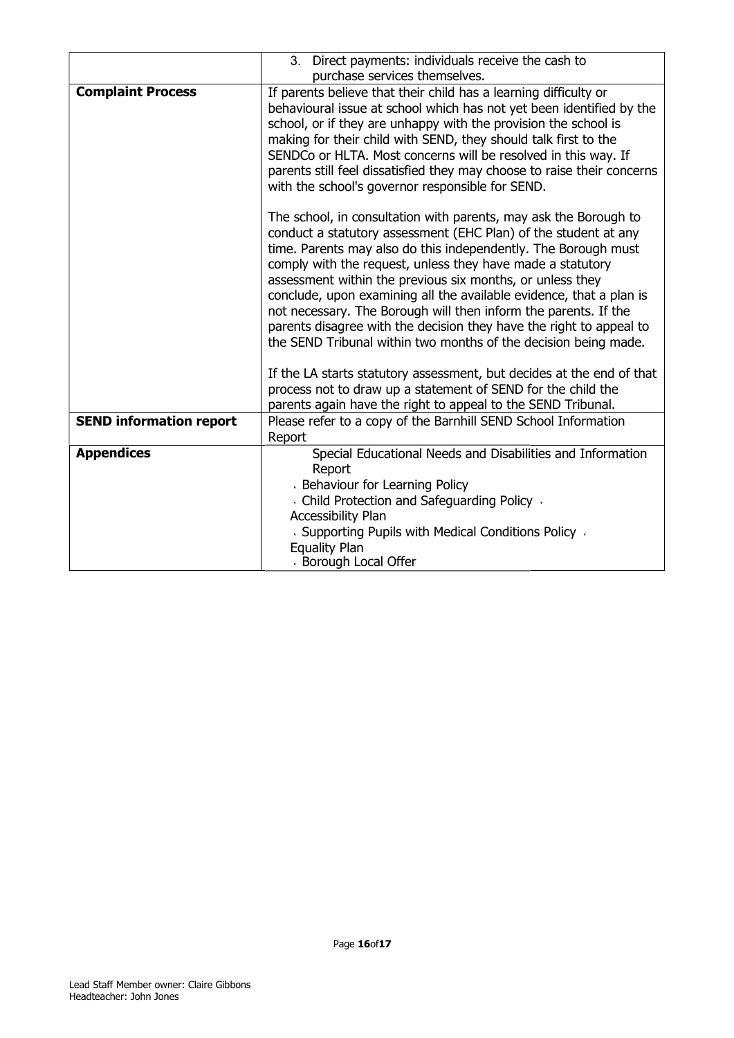| | |
|---|---|
| | 3. Direct payments: individuals receive the cash to purchase services themselves. |
| **Complaint Process** | If parents believe that their child has a learning difficulty or behavioural issue at school which has not yet been identified by the school, or if they are unhappy with the provision the school is making for their child with SEND, they should talk first to the SENDCo or HLTA. Most concerns will be resolved in this way. If parents still feel dissatisfied they may choose to raise their concerns with the school's governor responsible for SEND.<br><br>The school, in consultation with parents, may ask the Borough to conduct a statutory assessment (EHC Plan) of the student at any time. Parents may also do this independently. The Borough must comply with the request, unless they have made a statutory assessment within the previous six months, or unless they conclude, upon examining all the available evidence, that a plan is not necessary. The Borough will then inform the parents. If the parents disagree with the decision they have the right to appeal to the SEND Tribunal within two months of the decision being made.<br><br>If the LA starts statutory assessment, but decides at the end of that process not to draw up a statement of SEND for the child the parents again have the right to appeal to the SEND Tribunal. |
| **SEND information report** | Please refer to a copy of the Barnhill SEND School Information Report |
| **Appendices** | Special Educational Needs and Disabilities and Information Report<br>Behaviour for Learning Policy<br>Child Protection and Safeguarding Policy<br>Accessibility Plan<br>Supporting Pupils with Medical Conditions Policy<br>Equality Plan<br>Borough Local Offer |

Lead Staff Member owner: Claire Gibbons
Headteacher: John Jones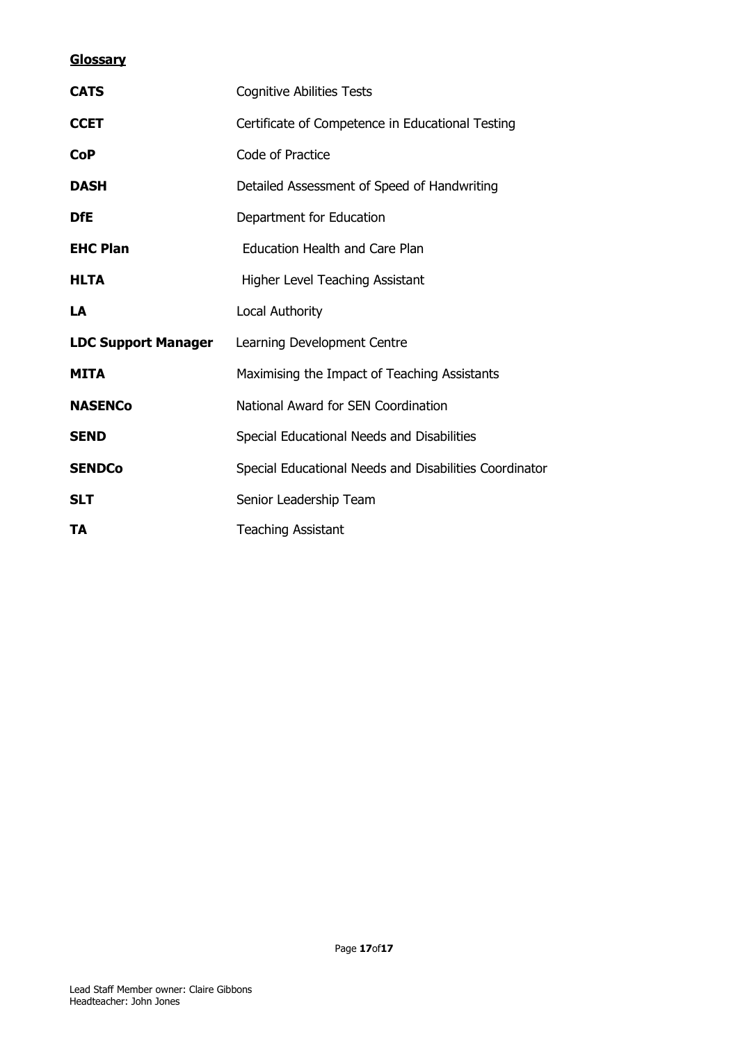**Glossary**

| | |
|---|---|
| **CATS** | Cognitive Abilities Tests |
| **CCET** | Certificate of Competence in Educational Testing |
| **CoP** | Code of Practice |
| **DASH** | Detailed Assessment of Speed of Handwriting |
| **DfE** | Department for Education |
| **EHC Plan** | Education Health and Care Plan |
| **HLTA** | Higher Level Teaching Assistant |
| **LA** | Local Authority |
| **LDC Support Manager** | Learning Development Centre |
| **MITA** | Maximising the Impact of Teaching Assistants |
| **NASENCo** | National Award for SEN Coordination |
| **SEND** | Special Educational Needs and Disabilities |
| **SENDCo** | Special Educational Needs and Disabilities Coordinator |
| **SLT** | Senior Leadership Team |
| **TA** | Teaching Assistant |

Lead Staff Member owner: Claire Gibbons
Headteacher: John Jones